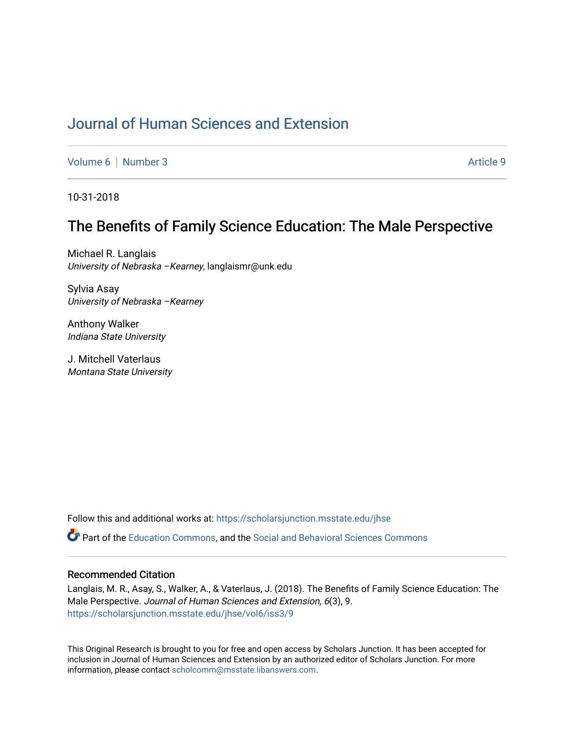# Journal of Human Sciences and Extension

Volume 6 | Number 3 Article 9

10-31-2018

## The Benefits of Family Science Education: The Male Perspective

Michael R. Langlais
*University of Nebraska –Kearney*, langlaismr@unk.edu

Sylvia Asay
*University of Nebraska –Kearney*

Anthony Walker
*Indiana State University*

J. Mitchell Vaterlaus
*Montana State University*

Follow this and additional works at: https://scholarsjunction.msstate.edu/jhse

Part of the Education Commons, and the Social and Behavioral Sciences Commons

### Recommended Citation

Langlais, M. R., Asay, S., Walker, A., & Vaterlaus, J. (2018). The Benefits of Family Science Education: The Male Perspective. *Journal of Human Sciences and Extension, 6*(3), 9.
https://scholarsjunction.msstate.edu/jhse/vol6/iss3/9

This Original Research is brought to you for free and open access by Scholars Junction. It has been accepted for inclusion in Journal of Human Sciences and Extension by an authorized editor of Scholars Junction. For more information, please contact scholcomm@msstate.libanswers.com.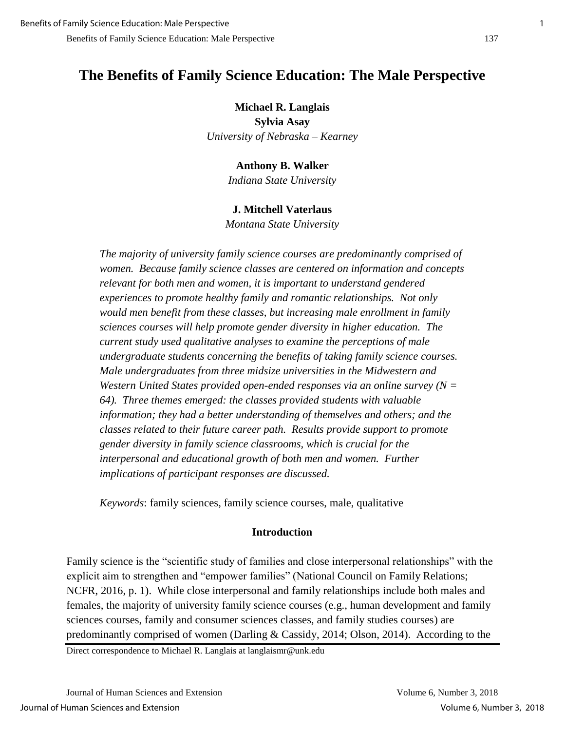# The Benefits of Family Science Education: The Male Perspective

**Michael R. Langlais**
**Sylvia Asay**
*University of Nebraska – Kearney*

**Anthony B. Walker**
*Indiana State University*

**J. Mitchell Vaterlaus**
*Montana State University*

*The majority of university family science courses are predominantly comprised of women. Because family science classes are centered on information and concepts relevant for both men and women, it is important to understand gendered experiences to promote healthy family and romantic relationships. Not only would men benefit from these classes, but increasing male enrollment in family sciences courses will help promote gender diversity in higher education. The current study used qualitative analyses to examine the perceptions of male undergraduate students concerning the benefits of taking family science courses. Male undergraduates from three midsize universities in the Midwestern and Western United States provided open-ended responses via an online survey (N = 64). Three themes emerged: the classes provided students with valuable information; they had a better understanding of themselves and others; and the classes related to their future career path. Results provide support to promote gender diversity in family science classrooms, which is crucial for the interpersonal and educational growth of both men and women. Further implications of participant responses are discussed.*

*Keywords*: family sciences, family science courses, male, qualitative

## Introduction

Family science is the "scientific study of families and close interpersonal relationships" with the explicit aim to strengthen and "empower families" (National Council on Family Relations; NCFR, 2016, p. 1). While close interpersonal and family relationships include both males and females, the majority of university family science courses (e.g., human development and family sciences courses, family and consumer sciences classes, and family studies courses) are predominantly comprised of women (Darling & Cassidy, 2014; Olson, 2014). According to the

Direct correspondence to Michael R. Langlais at langlaismr@unk.edu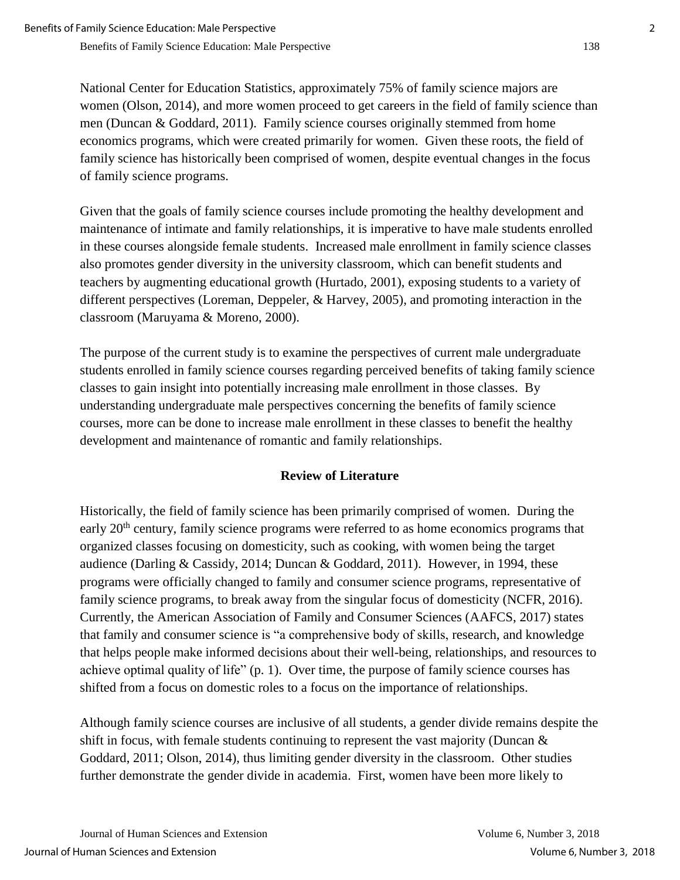National Center for Education Statistics, approximately 75% of family science majors are women (Olson, 2014), and more women proceed to get careers in the field of family science than men (Duncan & Goddard, 2011). Family science courses originally stemmed from home economics programs, which were created primarily for women. Given these roots, the field of family science has historically been comprised of women, despite eventual changes in the focus of family science programs.

Given that the goals of family science courses include promoting the healthy development and maintenance of intimate and family relationships, it is imperative to have male students enrolled in these courses alongside female students. Increased male enrollment in family science classes also promotes gender diversity in the university classroom, which can benefit students and teachers by augmenting educational growth (Hurtado, 2001), exposing students to a variety of different perspectives (Loreman, Deppeler, & Harvey, 2005), and promoting interaction in the classroom (Maruyama & Moreno, 2000).

The purpose of the current study is to examine the perspectives of current male undergraduate students enrolled in family science courses regarding perceived benefits of taking family science classes to gain insight into potentially increasing male enrollment in those classes. By understanding undergraduate male perspectives concerning the benefits of family science courses, more can be done to increase male enrollment in these classes to benefit the healthy development and maintenance of romantic and family relationships.

## Review of Literature

Historically, the field of family science has been primarily comprised of women. During the early 20th century, family science programs were referred to as home economics programs that organized classes focusing on domesticity, such as cooking, with women being the target audience (Darling & Cassidy, 2014; Duncan & Goddard, 2011). However, in 1994, these programs were officially changed to family and consumer science programs, representative of family science programs, to break away from the singular focus of domesticity (NCFR, 2016). Currently, the American Association of Family and Consumer Sciences (AAFCS, 2017) states that family and consumer science is "a comprehensive body of skills, research, and knowledge that helps people make informed decisions about their well-being, relationships, and resources to achieve optimal quality of life" (p. 1). Over time, the purpose of family science courses has shifted from a focus on domestic roles to a focus on the importance of relationships.

Although family science courses are inclusive of all students, a gender divide remains despite the shift in focus, with female students continuing to represent the vast majority (Duncan & Goddard, 2011; Olson, 2014), thus limiting gender diversity in the classroom. Other studies further demonstrate the gender divide in academia. First, women have been more likely to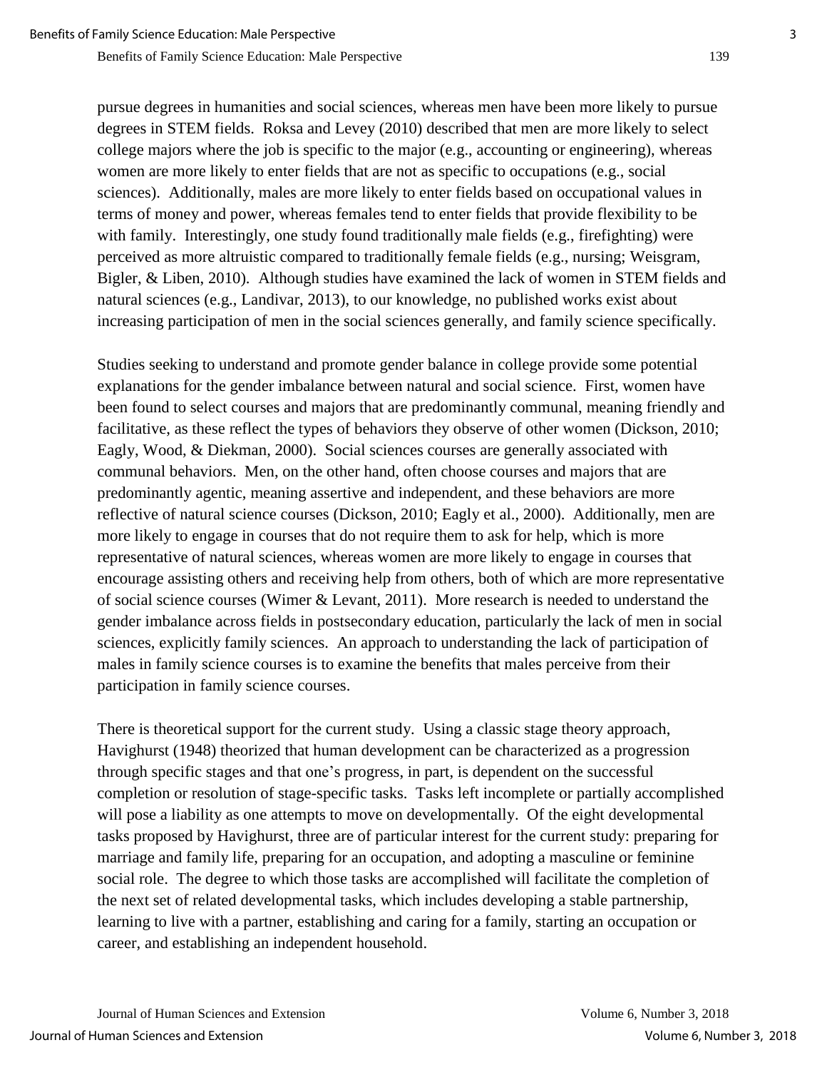pursue degrees in humanities and social sciences, whereas men have been more likely to pursue degrees in STEM fields. Roksa and Levey (2010) described that men are more likely to select college majors where the job is specific to the major (e.g., accounting or engineering), whereas women are more likely to enter fields that are not as specific to occupations (e.g., social sciences). Additionally, males are more likely to enter fields based on occupational values in terms of money and power, whereas females tend to enter fields that provide flexibility to be with family. Interestingly, one study found traditionally male fields (e.g., firefighting) were perceived as more altruistic compared to traditionally female fields (e.g., nursing; Weisgram, Bigler, & Liben, 2010). Although studies have examined the lack of women in STEM fields and natural sciences (e.g., Landivar, 2013), to our knowledge, no published works exist about increasing participation of men in the social sciences generally, and family science specifically.

Studies seeking to understand and promote gender balance in college provide some potential explanations for the gender imbalance between natural and social science. First, women have been found to select courses and majors that are predominantly communal, meaning friendly and facilitative, as these reflect the types of behaviors they observe of other women (Dickson, 2010; Eagly, Wood, & Diekman, 2000). Social sciences courses are generally associated with communal behaviors. Men, on the other hand, often choose courses and majors that are predominantly agentic, meaning assertive and independent, and these behaviors are more reflective of natural science courses (Dickson, 2010; Eagly et al., 2000). Additionally, men are more likely to engage in courses that do not require them to ask for help, which is more representative of natural sciences, whereas women are more likely to engage in courses that encourage assisting others and receiving help from others, both of which are more representative of social science courses (Wimer & Levant, 2011). More research is needed to understand the gender imbalance across fields in postsecondary education, particularly the lack of men in social sciences, explicitly family sciences. An approach to understanding the lack of participation of males in family science courses is to examine the benefits that males perceive from their participation in family science courses.

There is theoretical support for the current study. Using a classic stage theory approach, Havighurst (1948) theorized that human development can be characterized as a progression through specific stages and that one's progress, in part, is dependent on the successful completion or resolution of stage-specific tasks. Tasks left incomplete or partially accomplished will pose a liability as one attempts to move on developmentally. Of the eight developmental tasks proposed by Havighurst, three are of particular interest for the current study: preparing for marriage and family life, preparing for an occupation, and adopting a masculine or feminine social role. The degree to which those tasks are accomplished will facilitate the completion of the next set of related developmental tasks, which includes developing a stable partnership, learning to live with a partner, establishing and caring for a family, starting an occupation or career, and establishing an independent household.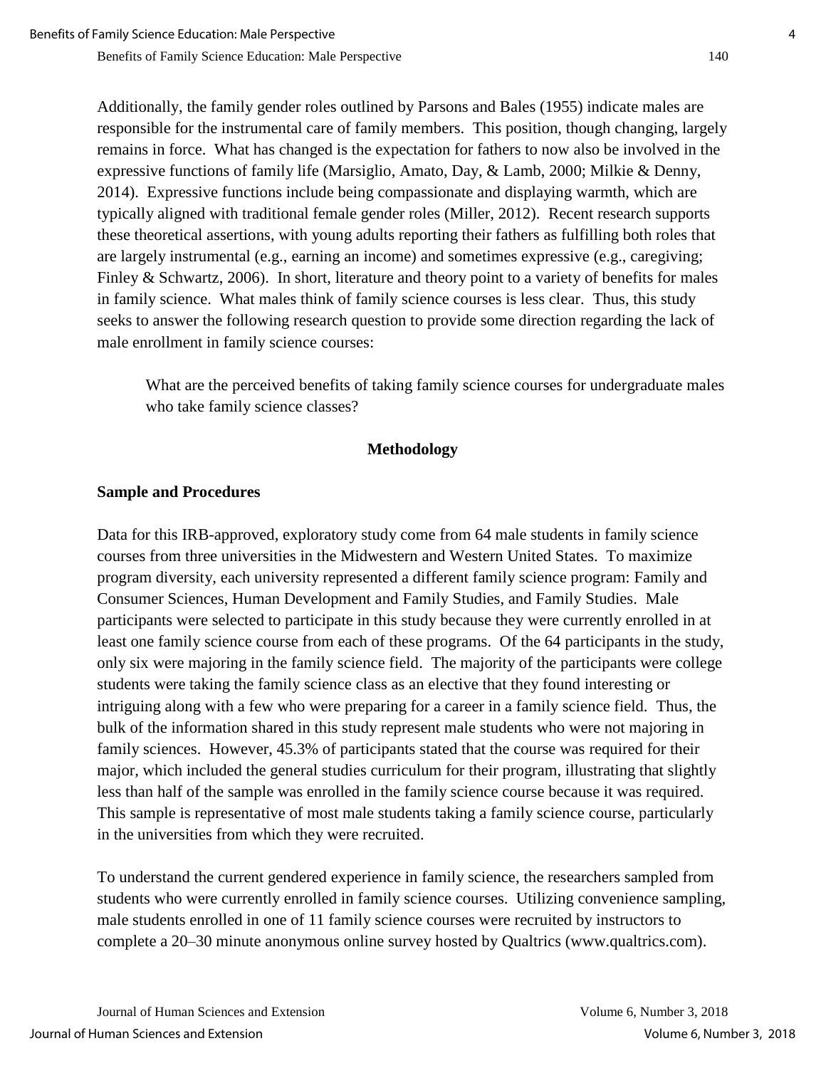Additionally, the family gender roles outlined by Parsons and Bales (1955) indicate males are responsible for the instrumental care of family members. This position, though changing, largely remains in force. What has changed is the expectation for fathers to now also be involved in the expressive functions of family life (Marsiglio, Amato, Day, & Lamb, 2000; Milkie & Denny, 2014). Expressive functions include being compassionate and displaying warmth, which are typically aligned with traditional female gender roles (Miller, 2012). Recent research supports these theoretical assertions, with young adults reporting their fathers as fulfilling both roles that are largely instrumental (e.g., earning an income) and sometimes expressive (e.g., caregiving; Finley & Schwartz, 2006). In short, literature and theory point to a variety of benefits for males in family science. What males think of family science courses is less clear. Thus, this study seeks to answer the following research question to provide some direction regarding the lack of male enrollment in family science courses:

> What are the perceived benefits of taking family science courses for undergraduate males who take family science classes?

## Methodology

### Sample and Procedures

Data for this IRB-approved, exploratory study come from 64 male students in family science courses from three universities in the Midwestern and Western United States. To maximize program diversity, each university represented a different family science program: Family and Consumer Sciences, Human Development and Family Studies, and Family Studies. Male participants were selected to participate in this study because they were currently enrolled in at least one family science course from each of these programs. Of the 64 participants in the study, only six were majoring in the family science field. The majority of the participants were college students were taking the family science class as an elective that they found interesting or intriguing along with a few who were preparing for a career in a family science field. Thus, the bulk of the information shared in this study represent male students who were not majoring in family sciences. However, 45.3% of participants stated that the course was required for their major, which included the general studies curriculum for their program, illustrating that slightly less than half of the sample was enrolled in the family science course because it was required. This sample is representative of most male students taking a family science course, particularly in the universities from which they were recruited.

To understand the current gendered experience in family science, the researchers sampled from students who were currently enrolled in family science courses. Utilizing convenience sampling, male students enrolled in one of 11 family science courses were recruited by instructors to complete a 20–30 minute anonymous online survey hosted by Qualtrics (www.qualtrics.com).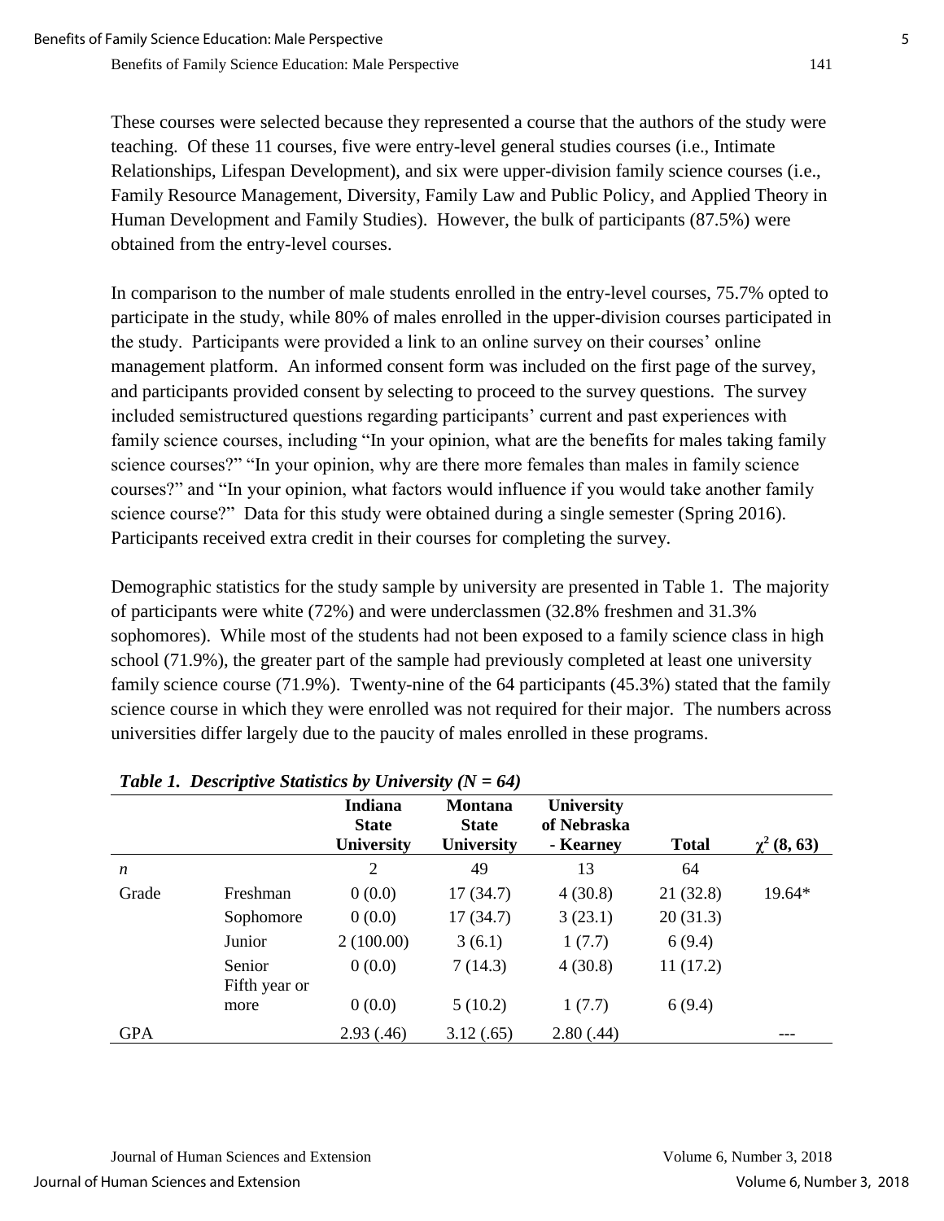These courses were selected because they represented a course that the authors of the study were teaching. Of these 11 courses, five were entry-level general studies courses (i.e., Intimate Relationships, Lifespan Development), and six were upper-division family science courses (i.e., Family Resource Management, Diversity, Family Law and Public Policy, and Applied Theory in Human Development and Family Studies). However, the bulk of participants (87.5%) were obtained from the entry-level courses.

In comparison to the number of male students enrolled in the entry-level courses, 75.7% opted to participate in the study, while 80% of males enrolled in the upper-division courses participated in the study. Participants were provided a link to an online survey on their courses' online management platform. An informed consent form was included on the first page of the survey, and participants provided consent by selecting to proceed to the survey questions. The survey included semistructured questions regarding participants' current and past experiences with family science courses, including "In your opinion, what are the benefits for males taking family science courses?" "In your opinion, why are there more females than males in family science courses?" and "In your opinion, what factors would influence if you would take another family science course?" Data for this study were obtained during a single semester (Spring 2016). Participants received extra credit in their courses for completing the survey.

Demographic statistics for the study sample by university are presented in Table 1. The majority of participants were white (72%) and were underclassmen (32.8% freshmen and 31.3% sophomores). While most of the students had not been exposed to a family science class in high school (71.9%), the greater part of the sample had previously completed at least one university family science course (71.9%). Twenty-nine of the 64 participants (45.3%) stated that the family science course in which they were enrolled was not required for their major. The numbers across universities differ largely due to the paucity of males enrolled in these programs.

***Table 1. Descriptive Statistics by University ($N = 64$)***

| | | Indiana State University | Montana State University | University of Nebraska - Kearney | Total | $\chi^2$ (8, 63) |
|---|---|---|---|---|---|---|
| *n* | | 2 | 49 | 13 | 64 | |
| Grade | Freshman | 0 (0.0) | 17 (34.7) | 4 (30.8) | 21 (32.8) | 19.64* |
| | Sophomore | 0 (0.0) | 17 (34.7) | 3 (23.1) | 20 (31.3) | |
| | Junior | 2 (100.00) | 3 (6.1) | 1 (7.7) | 6 (9.4) | |
| | Senior | 0 (0.0) | 7 (14.3) | 4 (30.8) | 11 (17.2) | |
| | Fifth year or more | 0 (0.0) | 5 (10.2) | 1 (7.7) | 6 (9.4) | |
| GPA | | 2.93 (.46) | 3.12 (.65) | 2.80 (.44) | | --- |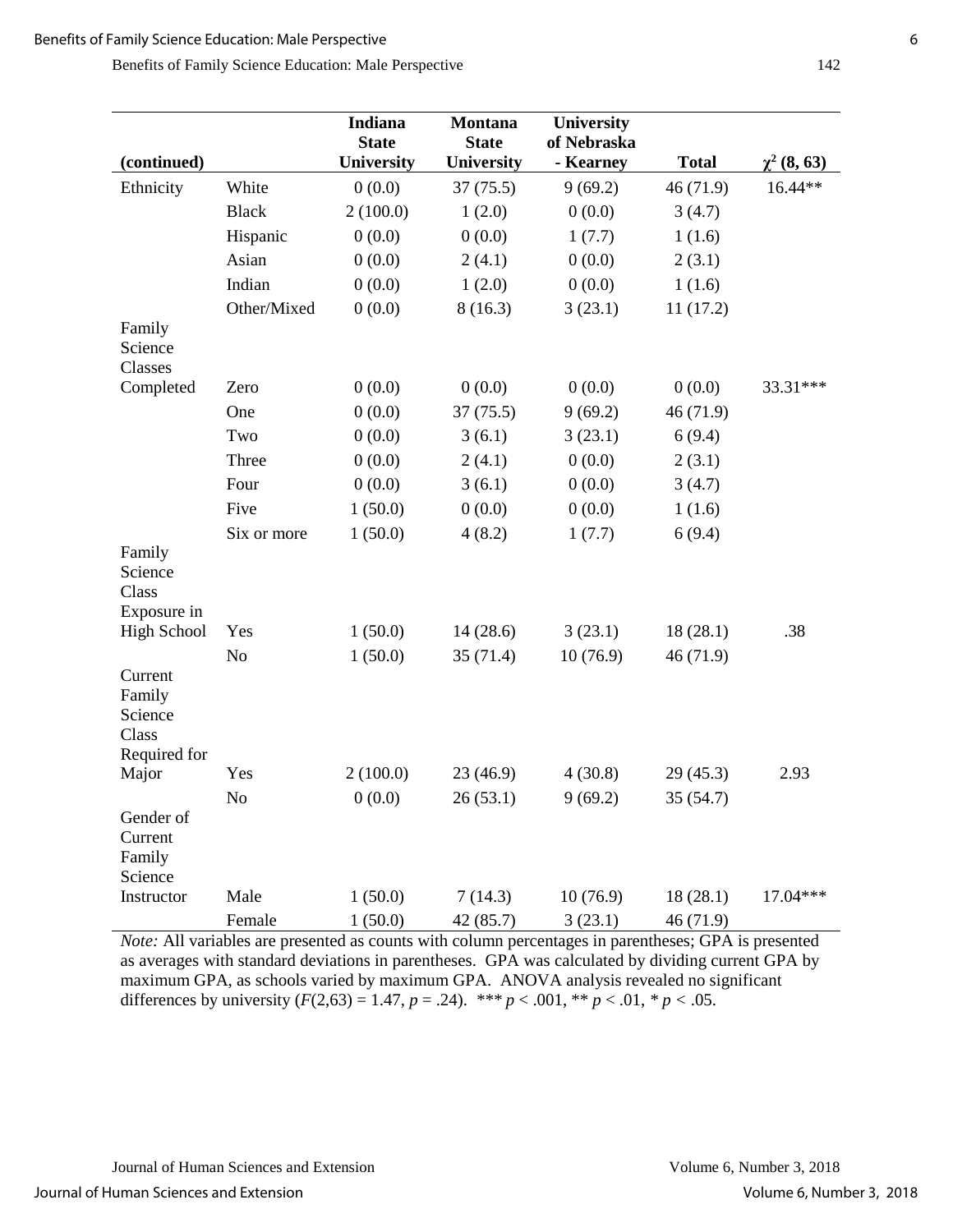| (continued) | | Indiana State University | Montana State University | University of Nebraska - Kearney | Total | $\chi^2$ (8, 63) |
|---|---|---|---|---|---|---|
| Ethnicity | White | 0 (0.0) | 37 (75.5) | 9 (69.2) | 46 (71.9) | 16.44** |
| | Black | 2 (100.0) | 1 (2.0) | 0 (0.0) | 3 (4.7) | |
| | Hispanic | 0 (0.0) | 0 (0.0) | 1 (7.7) | 1 (1.6) | |
| | Asian | 0 (0.0) | 2 (4.1) | 0 (0.0) | 2 (3.1) | |
| | Indian | 0 (0.0) | 1 (2.0) | 0 (0.0) | 1 (1.6) | |
| | Other/Mixed | 0 (0.0) | 8 (16.3) | 3 (23.1) | 11 (17.2) | |
| Family Science Classes Completed | Zero | 0 (0.0) | 0 (0.0) | 0 (0.0) | 0 (0.0) | 33.31*** |
| | One | 0 (0.0) | 37 (75.5) | 9 (69.2) | 46 (71.9) | |
| | Two | 0 (0.0) | 3 (6.1) | 3 (23.1) | 6 (9.4) | |
| | Three | 0 (0.0) | 2 (4.1) | 0 (0.0) | 2 (3.1) | |
| | Four | 0 (0.0) | 3 (6.1) | 0 (0.0) | 3 (4.7) | |
| | Five | 1 (50.0) | 0 (0.0) | 0 (0.0) | 1 (1.6) | |
| | Six or more | 1 (50.0) | 4 (8.2) | 1 (7.7) | 6 (9.4) | |
| Family Science Class Exposure in High School | Yes | 1 (50.0) | 14 (28.6) | 3 (23.1) | 18 (28.1) | .38 |
| | No | 1 (50.0) | 35 (71.4) | 10 (76.9) | 46 (71.9) | |
| Current Family Science Class Required for Major | Yes | 2 (100.0) | 23 (46.9) | 4 (30.8) | 29 (45.3) | 2.93 |
| | No | 0 (0.0) | 26 (53.1) | 9 (69.2) | 35 (54.7) | |
| Gender of Current Family Science Instructor | Male | 1 (50.0) | 7 (14.3) | 10 (76.9) | 18 (28.1) | 17.04*** |
| | Female | 1 (50.0) | 42 (85.7) | 3 (23.1) | 46 (71.9) | |

*Note:* All variables are presented as counts with column percentages in parentheses; GPA is presented as averages with standard deviations in parentheses. GPA was calculated by dividing current GPA by maximum GPA, as schools varied by maximum GPA. ANOVA analysis revealed no significant differences by university ($F(2,63) = 1.47$, $p = .24$). *** $p < .001$, ** $p < .01$, * $p < .05$.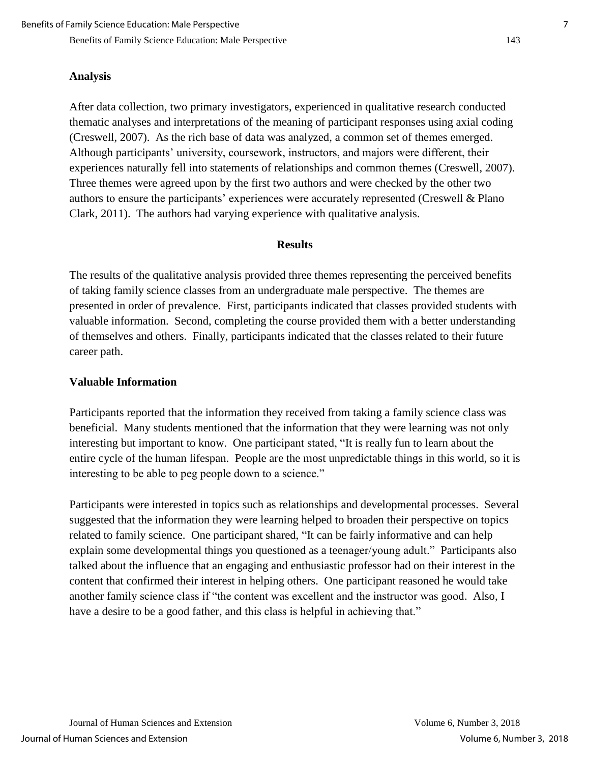## Analysis

After data collection, two primary investigators, experienced in qualitative research conducted thematic analyses and interpretations of the meaning of participant responses using axial coding (Creswell, 2007). As the rich base of data was analyzed, a common set of themes emerged. Although participants' university, coursework, instructors, and majors were different, their experiences naturally fell into statements of relationships and common themes (Creswell, 2007). Three themes were agreed upon by the first two authors and were checked by the other two authors to ensure the participants' experiences were accurately represented (Creswell & Plano Clark, 2011). The authors had varying experience with qualitative analysis.

# Results

The results of the qualitative analysis provided three themes representing the perceived benefits of taking family science classes from an undergraduate male perspective. The themes are presented in order of prevalence. First, participants indicated that classes provided students with valuable information. Second, completing the course provided them with a better understanding of themselves and others. Finally, participants indicated that the classes related to their future career path.

## Valuable Information

Participants reported that the information they received from taking a family science class was beneficial. Many students mentioned that the information that they were learning was not only interesting but important to know. One participant stated, "It is really fun to learn about the entire cycle of the human lifespan. People are the most unpredictable things in this world, so it is interesting to be able to peg people down to a science."

Participants were interested in topics such as relationships and developmental processes. Several suggested that the information they were learning helped to broaden their perspective on topics related to family science. One participant shared, "It can be fairly informative and can help explain some developmental things you questioned as a teenager/young adult." Participants also talked about the influence that an engaging and enthusiastic professor had on their interest in the content that confirmed their interest in helping others. One participant reasoned he would take another family science class if "the content was excellent and the instructor was good. Also, I have a desire to be a good father, and this class is helpful in achieving that."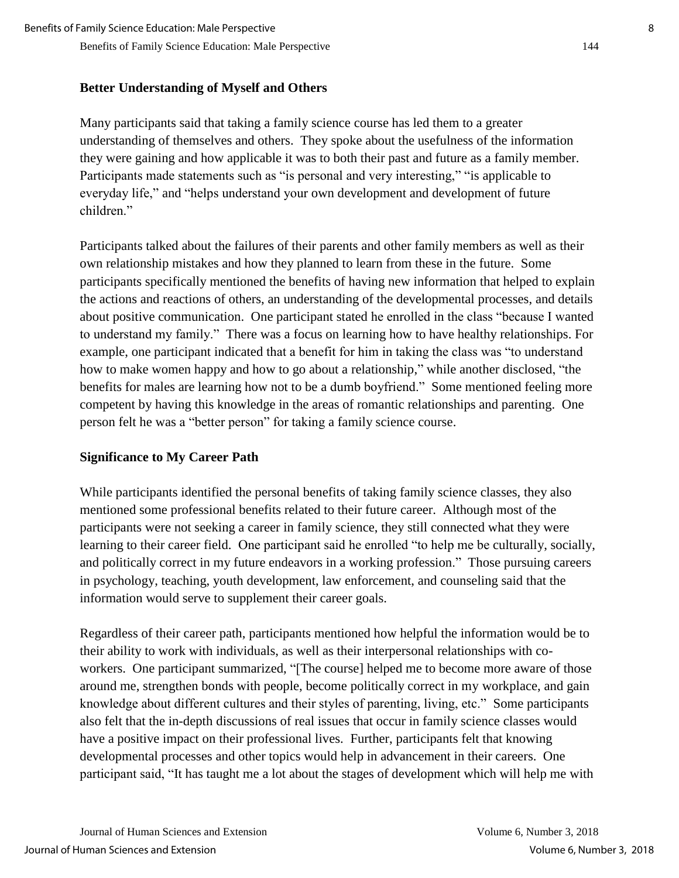### Better Understanding of Myself and Others

Many participants said that taking a family science course has led them to a greater understanding of themselves and others. They spoke about the usefulness of the information they were gaining and how applicable it was to both their past and future as a family member. Participants made statements such as "is personal and very interesting," "is applicable to everyday life," and "helps understand your own development and development of future children."

Participants talked about the failures of their parents and other family members as well as their own relationship mistakes and how they planned to learn from these in the future. Some participants specifically mentioned the benefits of having new information that helped to explain the actions and reactions of others, an understanding of the developmental processes, and details about positive communication. One participant stated he enrolled in the class "because I wanted to understand my family." There was a focus on learning how to have healthy relationships. For example, one participant indicated that a benefit for him in taking the class was "to understand how to make women happy and how to go about a relationship," while another disclosed, "the benefits for males are learning how not to be a dumb boyfriend." Some mentioned feeling more competent by having this knowledge in the areas of romantic relationships and parenting. One person felt he was a "better person" for taking a family science course.

### Significance to My Career Path

While participants identified the personal benefits of taking family science classes, they also mentioned some professional benefits related to their future career. Although most of the participants were not seeking a career in family science, they still connected what they were learning to their career field. One participant said he enrolled "to help me be culturally, socially, and politically correct in my future endeavors in a working profession." Those pursuing careers in psychology, teaching, youth development, law enforcement, and counseling said that the information would serve to supplement their career goals.

Regardless of their career path, participants mentioned how helpful the information would be to their ability to work with individuals, as well as their interpersonal relationships with co-workers. One participant summarized, "[The course] helped me to become more aware of those around me, strengthen bonds with people, become politically correct in my workplace, and gain knowledge about different cultures and their styles of parenting, living, etc." Some participants also felt that the in-depth discussions of real issues that occur in family science classes would have a positive impact on their professional lives. Further, participants felt that knowing developmental processes and other topics would help in advancement in their careers. One participant said, "It has taught me a lot about the stages of development which will help me with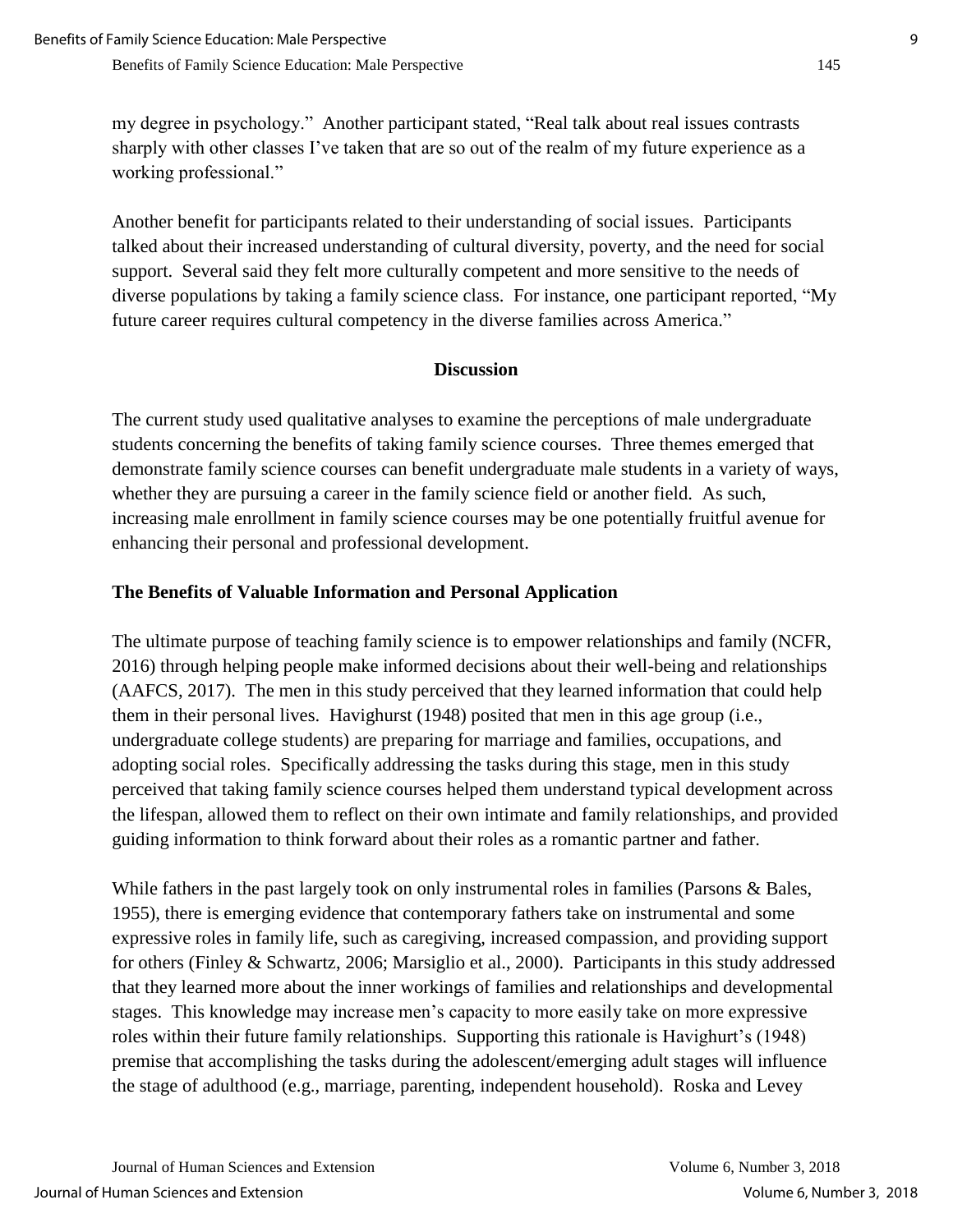my degree in psychology." Another participant stated, "Real talk about real issues contrasts sharply with other classes I've taken that are so out of the realm of my future experience as a working professional."

Another benefit for participants related to their understanding of social issues. Participants talked about their increased understanding of cultural diversity, poverty, and the need for social support. Several said they felt more culturally competent and more sensitive to the needs of diverse populations by taking a family science class. For instance, one participant reported, "My future career requires cultural competency in the diverse families across America."

## Discussion

The current study used qualitative analyses to examine the perceptions of male undergraduate students concerning the benefits of taking family science courses. Three themes emerged that demonstrate family science courses can benefit undergraduate male students in a variety of ways, whether they are pursuing a career in the family science field or another field. As such, increasing male enrollment in family science courses may be one potentially fruitful avenue for enhancing their personal and professional development.

### The Benefits of Valuable Information and Personal Application

The ultimate purpose of teaching family science is to empower relationships and family (NCFR, 2016) through helping people make informed decisions about their well-being and relationships (AAFCS, 2017). The men in this study perceived that they learned information that could help them in their personal lives. Havighurst (1948) posited that men in this age group (i.e., undergraduate college students) are preparing for marriage and families, occupations, and adopting social roles. Specifically addressing the tasks during this stage, men in this study perceived that taking family science courses helped them understand typical development across the lifespan, allowed them to reflect on their own intimate and family relationships, and provided guiding information to think forward about their roles as a romantic partner and father.

While fathers in the past largely took on only instrumental roles in families (Parsons & Bales, 1955), there is emerging evidence that contemporary fathers take on instrumental and some expressive roles in family life, such as caregiving, increased compassion, and providing support for others (Finley & Schwartz, 2006; Marsiglio et al., 2000). Participants in this study addressed that they learned more about the inner workings of families and relationships and developmental stages. This knowledge may increase men's capacity to more easily take on more expressive roles within their future family relationships. Supporting this rationale is Havighurt's (1948) premise that accomplishing the tasks during the adolescent/emerging adult stages will influence the stage of adulthood (e.g., marriage, parenting, independent household). Roska and Levey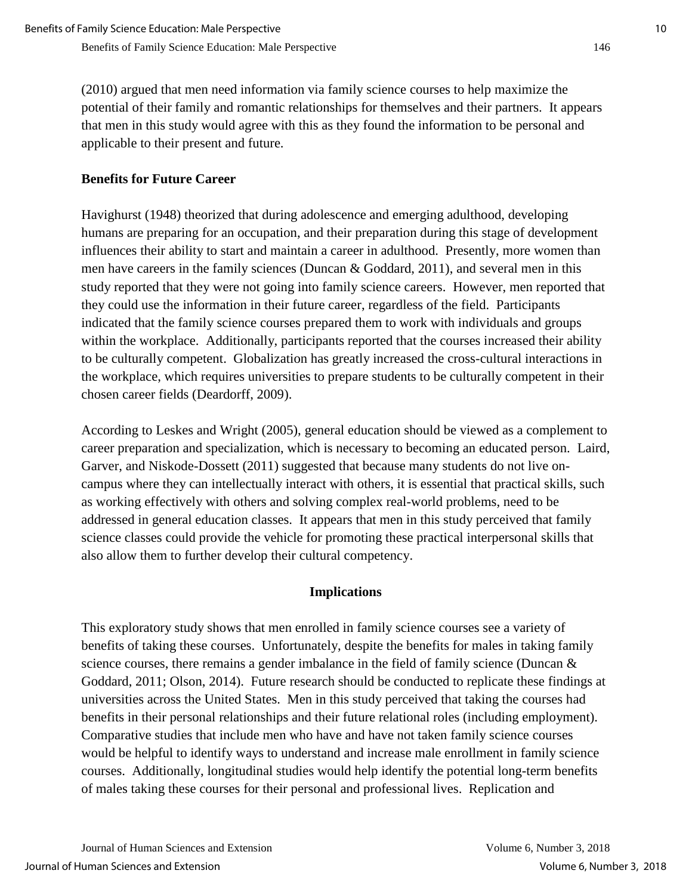(2010) argued that men need information via family science courses to help maximize the potential of their family and romantic relationships for themselves and their partners. It appears that men in this study would agree with this as they found the information to be personal and applicable to their present and future.

### Benefits for Future Career

Havighurst (1948) theorized that during adolescence and emerging adulthood, developing humans are preparing for an occupation, and their preparation during this stage of development influences their ability to start and maintain a career in adulthood. Presently, more women than men have careers in the family sciences (Duncan & Goddard, 2011), and several men in this study reported that they were not going into family science careers. However, men reported that they could use the information in their future career, regardless of the field. Participants indicated that the family science courses prepared them to work with individuals and groups within the workplace. Additionally, participants reported that the courses increased their ability to be culturally competent. Globalization has greatly increased the cross-cultural interactions in the workplace, which requires universities to prepare students to be culturally competent in their chosen career fields (Deardorff, 2009).

According to Leskes and Wright (2005), general education should be viewed as a complement to career preparation and specialization, which is necessary to becoming an educated person. Laird, Garver, and Niskode-Dossett (2011) suggested that because many students do not live on-campus where they can intellectually interact with others, it is essential that practical skills, such as working effectively with others and solving complex real-world problems, need to be addressed in general education classes. It appears that men in this study perceived that family science classes could provide the vehicle for promoting these practical interpersonal skills that also allow them to further develop their cultural competency.

## Implications

This exploratory study shows that men enrolled in family science courses see a variety of benefits of taking these courses. Unfortunately, despite the benefits for males in taking family science courses, there remains a gender imbalance in the field of family science (Duncan & Goddard, 2011; Olson, 2014). Future research should be conducted to replicate these findings at universities across the United States. Men in this study perceived that taking the courses had benefits in their personal relationships and their future relational roles (including employment). Comparative studies that include men who have and have not taken family science courses would be helpful to identify ways to understand and increase male enrollment in family science courses. Additionally, longitudinal studies would help identify the potential long-term benefits of males taking these courses for their personal and professional lives. Replication and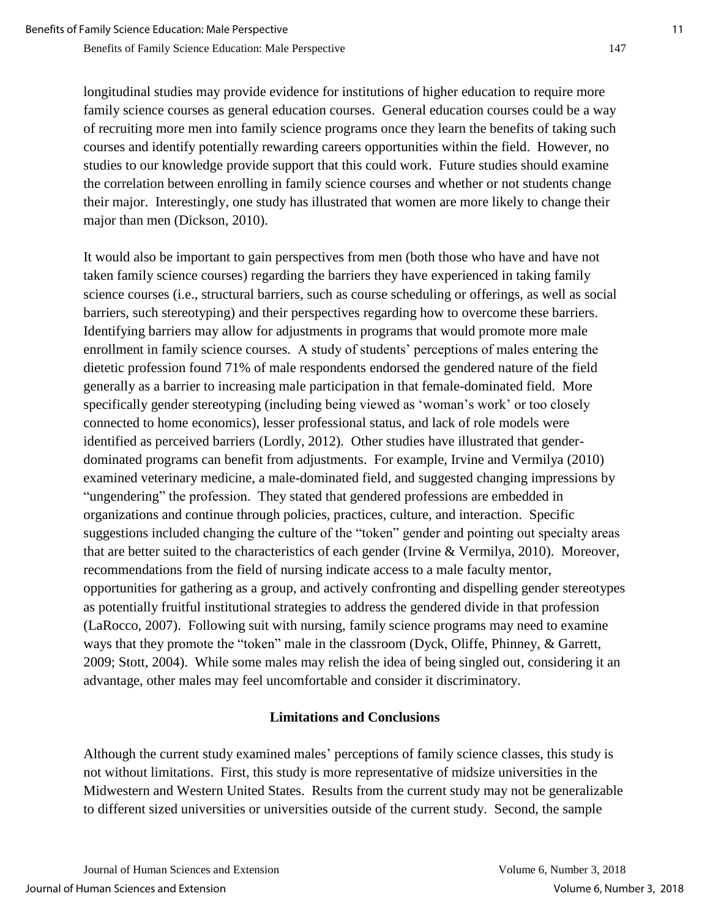longitudinal studies may provide evidence for institutions of higher education to require more family science courses as general education courses. General education courses could be a way of recruiting more men into family science programs once they learn the benefits of taking such courses and identify potentially rewarding careers opportunities within the field. However, no studies to our knowledge provide support that this could work. Future studies should examine the correlation between enrolling in family science courses and whether or not students change their major. Interestingly, one study has illustrated that women are more likely to change their major than men (Dickson, 2010).

It would also be important to gain perspectives from men (both those who have and have not taken family science courses) regarding the barriers they have experienced in taking family science courses (i.e., structural barriers, such as course scheduling or offerings, as well as social barriers, such stereotyping) and their perspectives regarding how to overcome these barriers. Identifying barriers may allow for adjustments in programs that would promote more male enrollment in family science courses. A study of students' perceptions of males entering the dietetic profession found 71% of male respondents endorsed the gendered nature of the field generally as a barrier to increasing male participation in that female-dominated field. More specifically gender stereotyping (including being viewed as 'woman's work' or too closely connected to home economics), lesser professional status, and lack of role models were identified as perceived barriers (Lordly, 2012). Other studies have illustrated that gender-dominated programs can benefit from adjustments. For example, Irvine and Vermilya (2010) examined veterinary medicine, a male-dominated field, and suggested changing impressions by "ungendering" the profession. They stated that gendered professions are embedded in organizations and continue through policies, practices, culture, and interaction. Specific suggestions included changing the culture of the "token" gender and pointing out specialty areas that are better suited to the characteristics of each gender (Irvine & Vermilya, 2010). Moreover, recommendations from the field of nursing indicate access to a male faculty mentor, opportunities for gathering as a group, and actively confronting and dispelling gender stereotypes as potentially fruitful institutional strategies to address the gendered divide in that profession (LaRocco, 2007). Following suit with nursing, family science programs may need to examine ways that they promote the "token" male in the classroom (Dyck, Oliffe, Phinney, & Garrett, 2009; Stott, 2004). While some males may relish the idea of being singled out, considering it an advantage, other males may feel uncomfortable and consider it discriminatory.

## Limitations and Conclusions

Although the current study examined males' perceptions of family science classes, this study is not without limitations. First, this study is more representative of midsize universities in the Midwestern and Western United States. Results from the current study may not be generalizable to different sized universities or universities outside of the current study. Second, the sample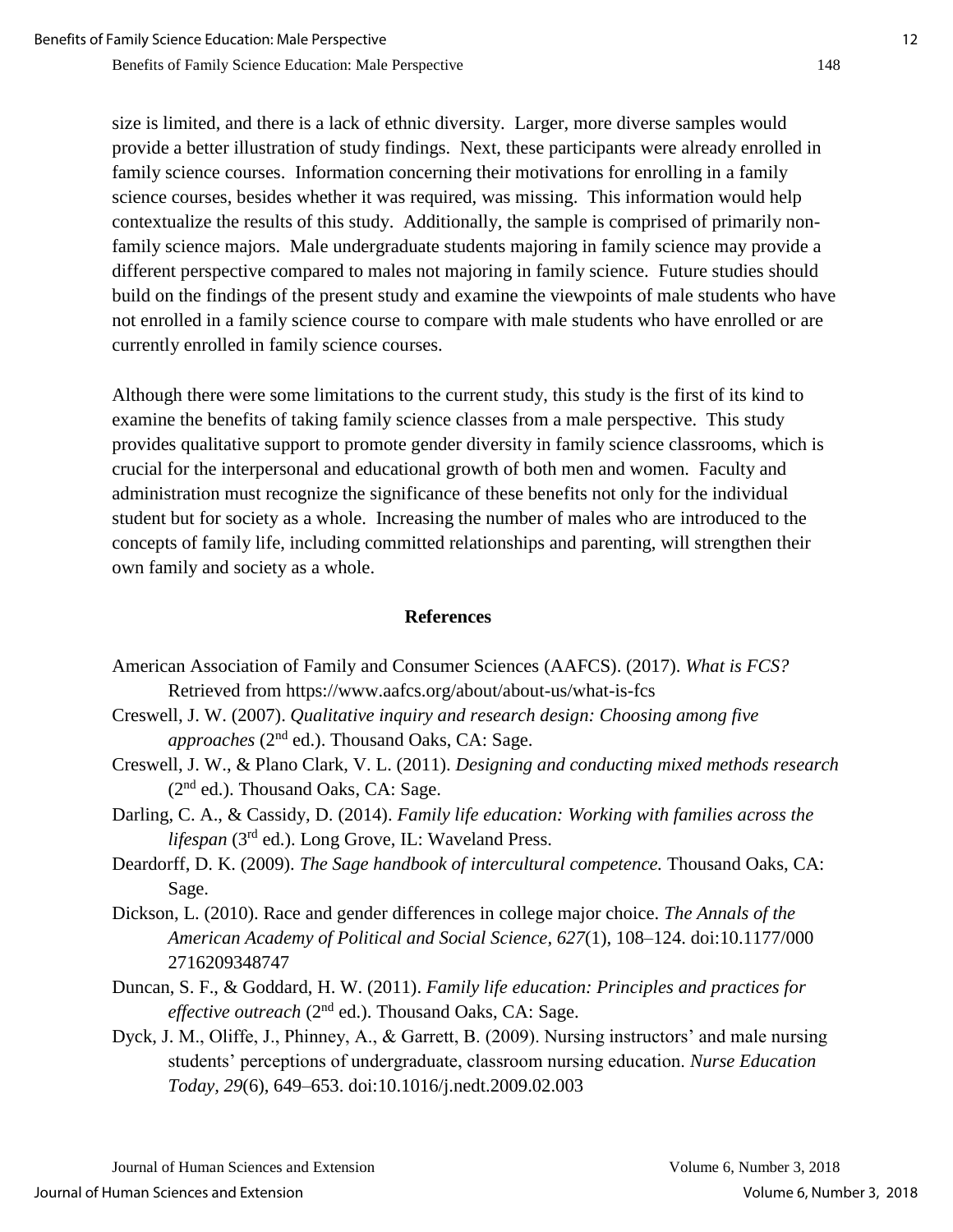size is limited, and there is a lack of ethnic diversity. Larger, more diverse samples would provide a better illustration of study findings. Next, these participants were already enrolled in family science courses. Information concerning their motivations for enrolling in a family science courses, besides whether it was required, was missing. This information would help contextualize the results of this study. Additionally, the sample is comprised of primarily non-family science majors. Male undergraduate students majoring in family science may provide a different perspective compared to males not majoring in family science. Future studies should build on the findings of the present study and examine the viewpoints of male students who have not enrolled in a family science course to compare with male students who have enrolled or are currently enrolled in family science courses.

Although there were some limitations to the current study, this study is the first of its kind to examine the benefits of taking family science classes from a male perspective. This study provides qualitative support to promote gender diversity in family science classrooms, which is crucial for the interpersonal and educational growth of both men and women. Faculty and administration must recognize the significance of these benefits not only for the individual student but for society as a whole. Increasing the number of males who are introduced to the concepts of family life, including committed relationships and parenting, will strengthen their own family and society as a whole.

## References

American Association of Family and Consumer Sciences (AAFCS). (2017). *What is FCS?* Retrieved from https://www.aafcs.org/about/about-us/what-is-fcs

Creswell, J. W. (2007). *Qualitative inquiry and research design: Choosing among five approaches* (2nd ed.). Thousand Oaks, CA: Sage.

Creswell, J. W., & Plano Clark, V. L. (2011). *Designing and conducting mixed methods research* (2nd ed.). Thousand Oaks, CA: Sage.

Darling, C. A., & Cassidy, D. (2014). *Family life education: Working with families across the lifespan* (3rd ed.). Long Grove, IL: Waveland Press.

Deardorff, D. K. (2009). *The Sage handbook of intercultural competence.* Thousand Oaks, CA: Sage.

Dickson, L. (2010). Race and gender differences in college major choice. *The Annals of the American Academy of Political and Social Science*, *627*(1), 108–124. doi:10.1177/000 2716209348747

Duncan, S. F., & Goddard, H. W. (2011). *Family life education: Principles and practices for effective outreach* (2nd ed.). Thousand Oaks, CA: Sage.

Dyck, J. M., Oliffe, J., Phinney, A., & Garrett, B. (2009). Nursing instructors' and male nursing students' perceptions of undergraduate, classroom nursing education. *Nurse Education Today, 29*(6), 649–653. doi:10.1016/j.nedt.2009.02.003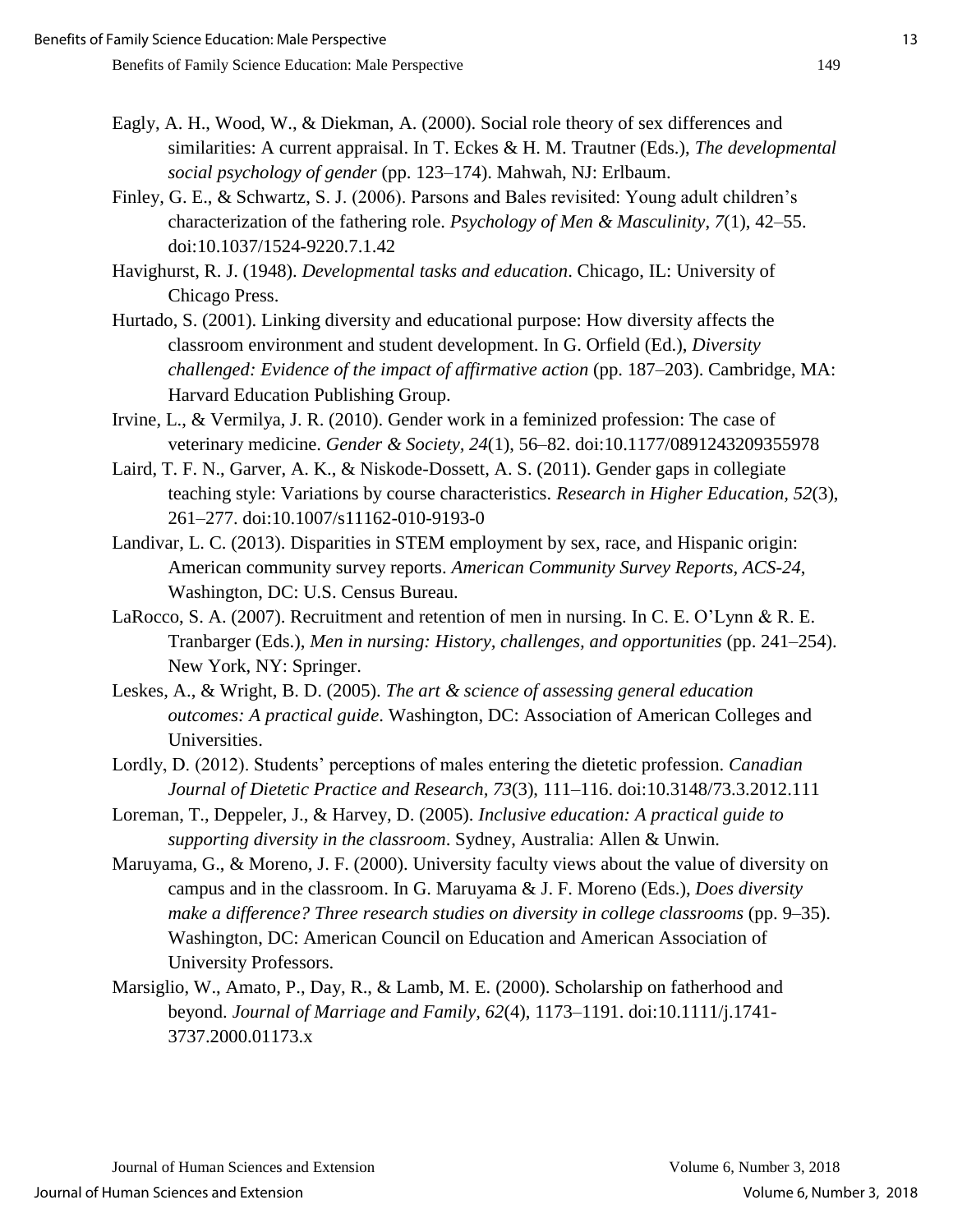Eagly, A. H., Wood, W., & Diekman, A. (2000). Social role theory of sex differences and similarities: A current appraisal. In T. Eckes & H. M. Trautner (Eds.), *The developmental social psychology of gender* (pp. 123–174). Mahwah, NJ: Erlbaum.

Finley, G. E., & Schwartz, S. J. (2006). Parsons and Bales revisited: Young adult children's characterization of the fathering role. *Psychology of Men & Masculinity*, *7*(1), 42–55. doi:10.1037/1524-9220.7.1.42

Havighurst, R. J. (1948). *Developmental tasks and education*. Chicago, IL: University of Chicago Press.

Hurtado, S. (2001). Linking diversity and educational purpose: How diversity affects the classroom environment and student development. In G. Orfield (Ed.), *Diversity challenged: Evidence of the impact of affirmative action* (pp. 187–203). Cambridge, MA: Harvard Education Publishing Group.

Irvine, L., & Vermilya, J. R. (2010). Gender work in a feminized profession: The case of veterinary medicine. *Gender & Society*, *24*(1), 56–82. doi:10.1177/0891243209355978

Laird, T. F. N., Garver, A. K., & Niskode-Dossett, A. S. (2011). Gender gaps in collegiate teaching style: Variations by course characteristics. *Research in Higher Education, 52*(3), 261–277. doi:10.1007/s11162-010-9193-0

Landivar, L. C. (2013). Disparities in STEM employment by sex, race, and Hispanic origin: American community survey reports. *American Community Survey Reports, ACS-24*, Washington, DC: U.S. Census Bureau.

LaRocco, S. A. (2007). Recruitment and retention of men in nursing. In C. E. O'Lynn & R. E. Tranbarger (Eds.), *Men in nursing: History, challenges, and opportunities* (pp. 241–254). New York, NY: Springer.

Leskes, A., & Wright, B. D. (2005). *The art & science of assessing general education outcomes: A practical guide*. Washington, DC: Association of American Colleges and Universities.

Lordly, D. (2012). Students' perceptions of males entering the dietetic profession. *Canadian Journal of Dietetic Practice and Research, 73*(3), 111–116. doi:10.3148/73.3.2012.111

Loreman, T., Deppeler, J., & Harvey, D. (2005). *Inclusive education: A practical guide to supporting diversity in the classroom*. Sydney, Australia: Allen & Unwin.

Maruyama, G., & Moreno, J. F. (2000). University faculty views about the value of diversity on campus and in the classroom. In G. Maruyama & J. F. Moreno (Eds.), *Does diversity make a difference? Three research studies on diversity in college classrooms* (pp. 9–35). Washington, DC: American Council on Education and American Association of University Professors.

Marsiglio, W., Amato, P., Day, R., & Lamb, M. E. (2000). Scholarship on fatherhood and beyond. *Journal of Marriage and Family*, *62*(4), 1173–1191. doi:10.1111/j.1741-3737.2000.01173.x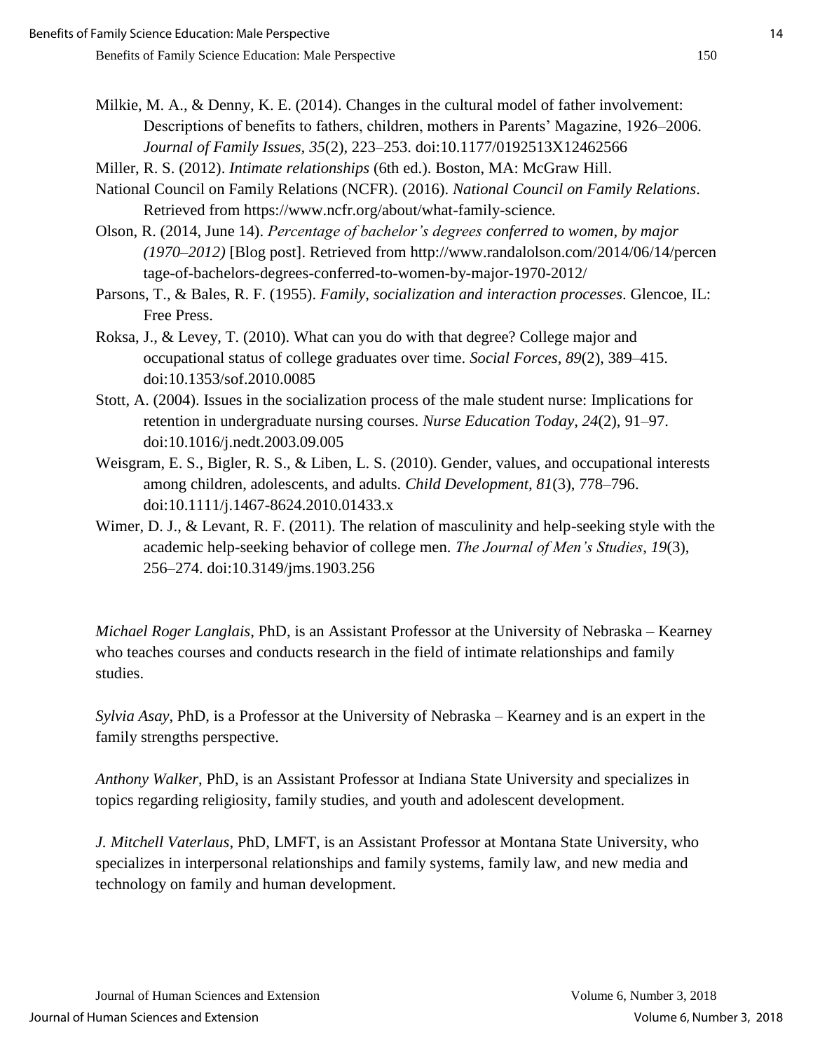Milkie, M. A., & Denny, K. E. (2014). Changes in the cultural model of father involvement: Descriptions of benefits to fathers, children, mothers in Parents' Magazine, 1926–2006. *Journal of Family Issues, 35*(2), 223–253. doi:10.1177/0192513X12462566

Miller, R. S. (2012). *Intimate relationships* (6th ed.). Boston, MA: McGraw Hill.

National Council on Family Relations (NCFR). (2016). *National Council on Family Relations*. Retrieved from https://www.ncfr.org/about/what-family-science.

Olson, R. (2014, June 14). *Percentage of bachelor's degrees conferred to women, by major (1970–2012)* [Blog post]. Retrieved from http://www.randalolson.com/2014/06/14/percentage-of-bachelors-degrees-conferred-to-women-by-major-1970-2012/

Parsons, T., & Bales, R. F. (1955). *Family, socialization and interaction processes*. Glencoe, IL: Free Press.

Roksa, J., & Levey, T. (2010). What can you do with that degree? College major and occupational status of college graduates over time. *Social Forces, 89*(2), 389–415. doi:10.1353/sof.2010.0085

Stott, A. (2004). Issues in the socialization process of the male student nurse: Implications for retention in undergraduate nursing courses. *Nurse Education Today, 24*(2), 91–97. doi:10.1016/j.nedt.2003.09.005

Weisgram, E. S., Bigler, R. S., & Liben, L. S. (2010). Gender, values, and occupational interests among children, adolescents, and adults. *Child Development, 81*(3), 778–796. doi:10.1111/j.1467-8624.2010.01433.x

Wimer, D. J., & Levant, R. F. (2011). The relation of masculinity and help-seeking style with the academic help-seeking behavior of college men. *The Journal of Men's Studies*, *19*(3), 256–274. doi:10.3149/jms.1903.256

*Michael Roger Langlais*, PhD, is an Assistant Professor at the University of Nebraska – Kearney who teaches courses and conducts research in the field of intimate relationships and family studies.

*Sylvia Asay*, PhD, is a Professor at the University of Nebraska – Kearney and is an expert in the family strengths perspective.

*Anthony Walker*, PhD, is an Assistant Professor at Indiana State University and specializes in topics regarding religiosity, family studies, and youth and adolescent development.

*J. Mitchell Vaterlaus*, PhD, LMFT, is an Assistant Professor at Montana State University, who specializes in interpersonal relationships and family systems, family law, and new media and technology on family and human development.